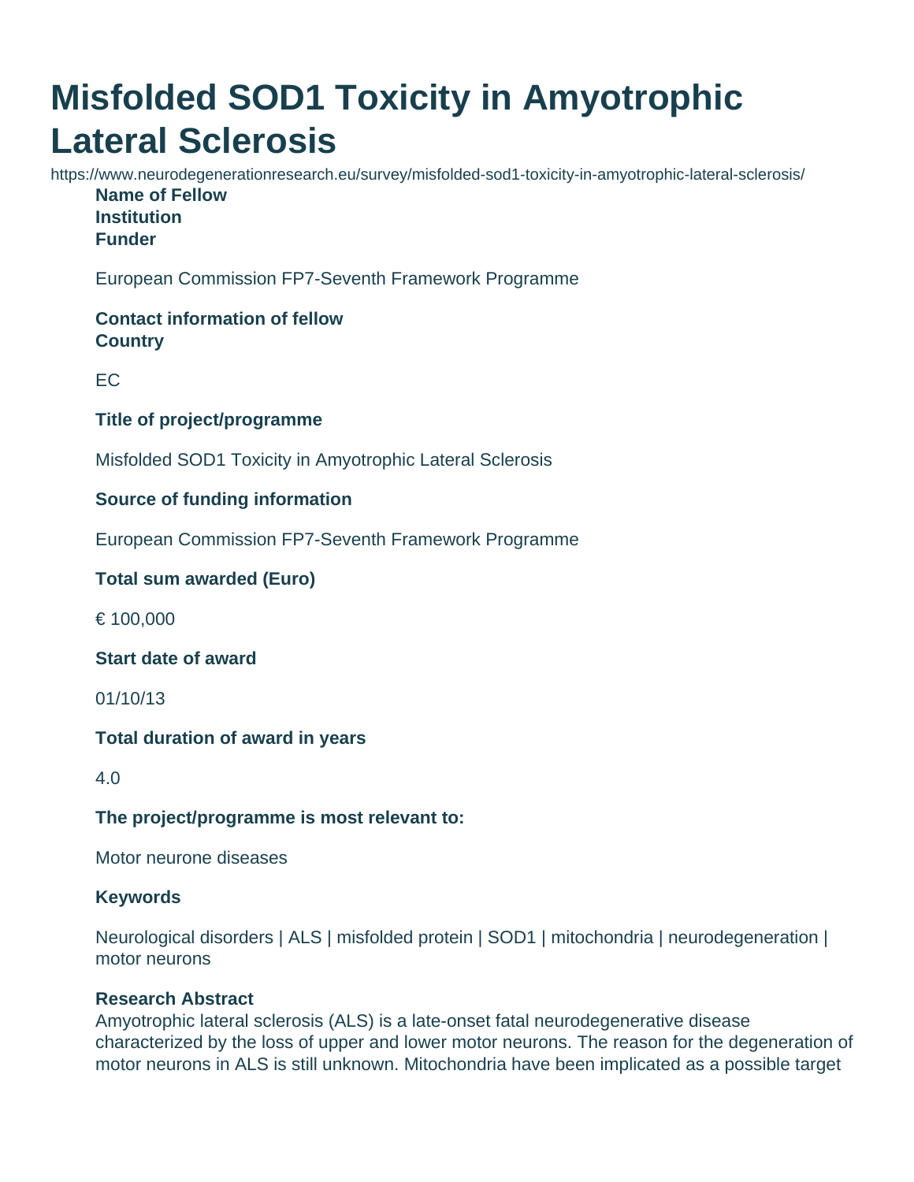# Misfolded SOD1 Toxicity in Amyotrophic Lateral Sclerosis

https://www.neurodegenerationresearch.eu/survey/misfolded-sod1-toxicity-in-amyotrophic-lateral-sclerosis/

**Name of Fellow**

**Institution**

**Funder**

European Commission FP7-Seventh Framework Programme

**Contact information of fellow**

**Country**

EC

**Title of project/programme**

Misfolded SOD1 Toxicity in Amyotrophic Lateral Sclerosis

**Source of funding information**

European Commission FP7-Seventh Framework Programme

**Total sum awarded (Euro)**

€ 100,000

**Start date of award**

01/10/13

**Total duration of award in years**

4.0

**The project/programme is most relevant to:**

Motor neurone diseases

**Keywords**

Neurological disorders | ALS | misfolded protein | SOD1 | mitochondria | neurodegeneration | motor neurons

**Research Abstract**

Amyotrophic lateral sclerosis (ALS) is a late-onset fatal neurodegenerative disease characterized by the loss of upper and lower motor neurons. The reason for the degeneration of motor neurons in ALS is still unknown. Mitochondria have been implicated as a possible target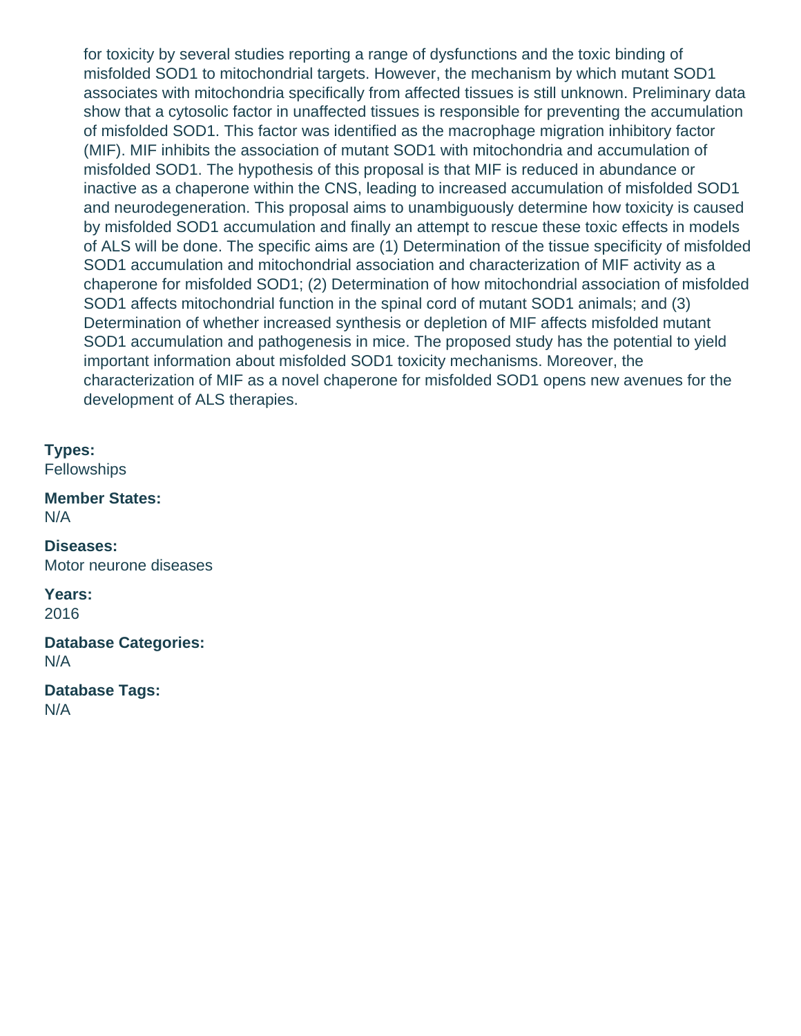for toxicity by several studies reporting a range of dysfunctions and the toxic binding of misfolded SOD1 to mitochondrial targets. However, the mechanism by which mutant SOD1 associates with mitochondria specifically from affected tissues is still unknown. Preliminary data show that a cytosolic factor in unaffected tissues is responsible for preventing the accumulation of misfolded SOD1. This factor was identified as the macrophage migration inhibitory factor (MIF). MIF inhibits the association of mutant SOD1 with mitochondria and accumulation of misfolded SOD1. The hypothesis of this proposal is that MIF is reduced in abundance or inactive as a chaperone within the CNS, leading to increased accumulation of misfolded SOD1 and neurodegeneration. This proposal aims to unambiguously determine how toxicity is caused by misfolded SOD1 accumulation and finally an attempt to rescue these toxic effects in models of ALS will be done. The specific aims are (1) Determination of the tissue specificity of misfolded SOD1 accumulation and mitochondrial association and characterization of MIF activity as a chaperone for misfolded SOD1; (2) Determination of how mitochondrial association of misfolded SOD1 affects mitochondrial function in the spinal cord of mutant SOD1 animals; and (3) Determination of whether increased synthesis or depletion of MIF affects misfolded mutant SOD1 accumulation and pathogenesis in mice. The proposed study has the potential to yield important information about misfolded SOD1 toxicity mechanisms. Moreover, the characterization of MIF as a novel chaperone for misfolded SOD1 opens new avenues for the development of ALS therapies.

**Types:**
Fellowships

**Member States:**
N/A

**Diseases:**
Motor neurone diseases

**Years:**
2016

**Database Categories:**
N/A

**Database Tags:**
N/A